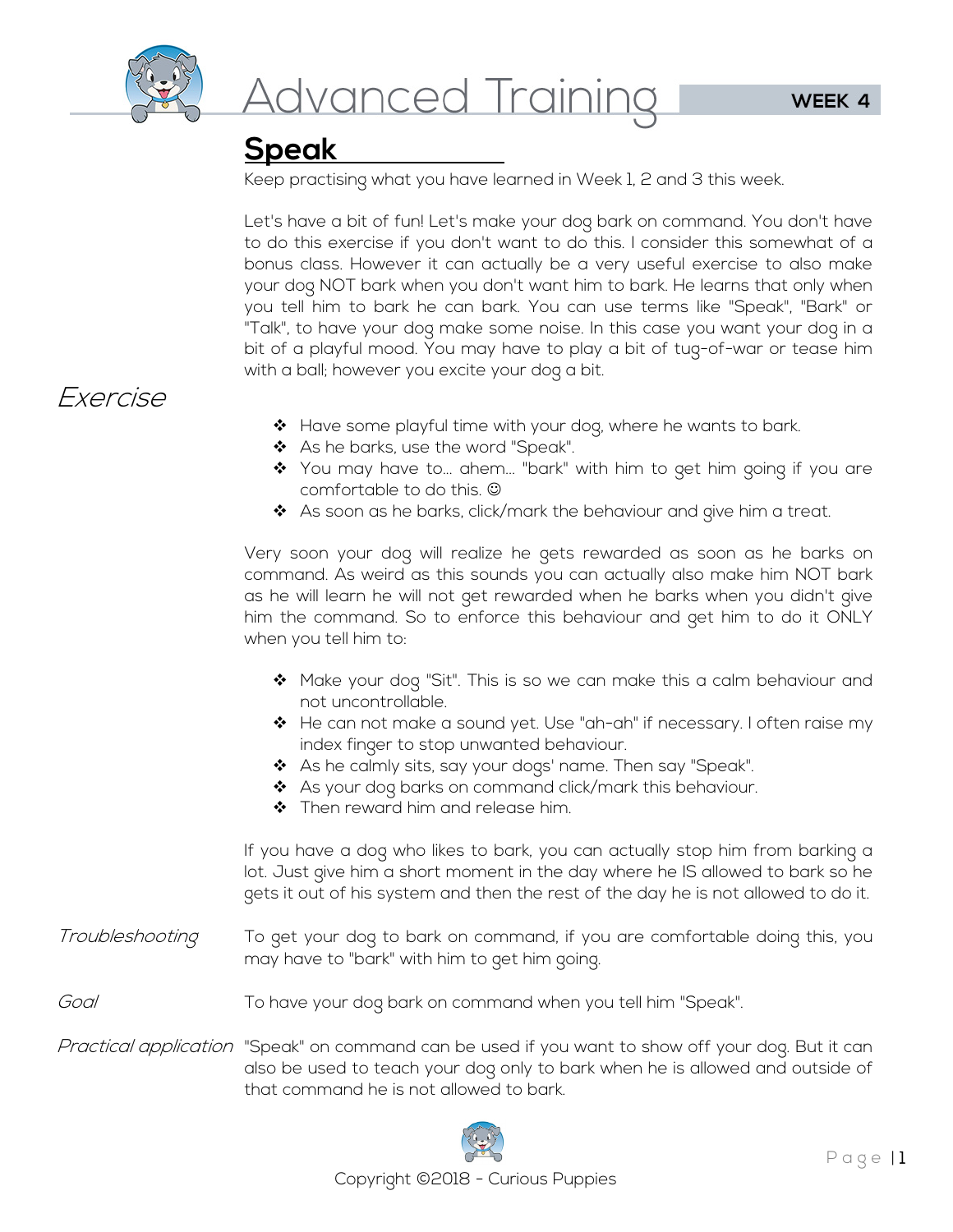# Advanced Training

**WEEK 4**

## Speak

Keep practising what you have learned in Week 1, 2 and 3 this week.

Let's have a bit of fun! Let's make your dog bark on command. You don't have to do this exercise if you don't want to do this. I consider this somewhat of a bonus class. However it can actually be a very useful exercise to also make your dog NOT bark when you don't want him to bark. He learns that only when you tell him to bark he can bark. You can use terms like "Speak", "Bark" or "Talk", to have your dog make some noise. In this case you want your dog in a bit of a playful mood. You may have to play a bit of tug-of-war or tease him with a ball; however you excite your dog a bit.

### *Exercise*

- ❖ Have some playful time with your dog, where he wants to bark.
- ❖ As he barks, use the word "Speak".
- ❖ You may have to... ahem... "bark" with him to get him going if you are comfortable to do this. ☺
- ❖ As soon as he barks, click/mark the behaviour and give him a treat.

Very soon your dog will realize he gets rewarded as soon as he barks on command. As weird as this sounds you can actually also make him NOT bark as he will learn he will not get rewarded when he barks when you didn't give him the command. So to enforce this behaviour and get him to do it ONLY when you tell him to:

- ❖ Make your dog "Sit". This is so we can make this a calm behaviour and not uncontrollable.
- ❖ He can not make a sound yet. Use "ah-ah" if necessary. I often raise my index finger to stop unwanted behaviour.
- ❖ As he calmly sits, say your dogs' name. Then say "Speak".
- ❖ As your dog barks on command click/mark this behaviour.
- ❖ Then reward him and release him.

If you have a dog who likes to bark, you can actually stop him from barking a lot. Just give him a short moment in the day where he IS allowed to bark so he gets it out of his system and then the rest of the day he is not allowed to do it.

*Troubleshooting* To get your dog to bark on command, if you are comfortable doing this, you may have to "bark" with him to get him going.

*Goal* To have your dog bark on command when you tell him "Speak".

*Practical application* "Speak" on command can be used if you want to show off your dog. But it can also be used to teach your dog only to bark when he is allowed and outside of that command he is not allowed to bark.

Copyright ©2018 - Curious Puppies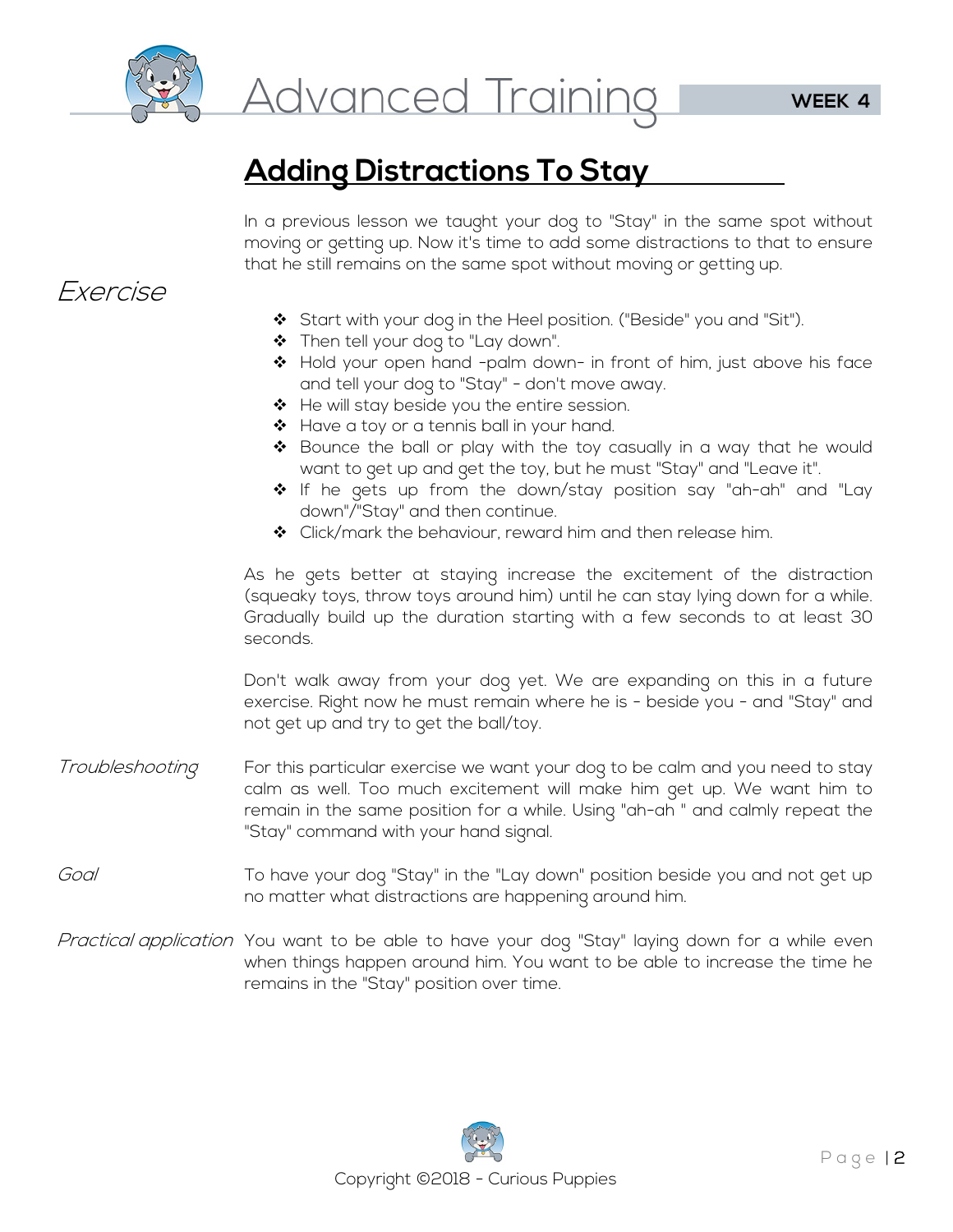# Advanced Training

**WEEK 4**

## Adding Distractions To Stay

In a previous lesson we taught your dog to "Stay" in the same spot without moving or getting up. Now it's time to add some distractions to that to ensure that he still remains on the same spot without moving or getting up.

*Exercise*

- Start with your dog in the Heel position. ("Beside" you and "Sit").
- Then tell your dog to "Lay down".
- Hold your open hand -palm down- in front of him, just above his face and tell your dog to "Stay" - don't move away.
- He will stay beside you the entire session.
- Have a toy or a tennis ball in your hand.
- Bounce the ball or play with the toy casually in a way that he would want to get up and get the toy, but he must "Stay" and "Leave it".
- If he gets up from the down/stay position say "ah-ah" and "Lay down"/"Stay" and then continue.
- Click/mark the behaviour, reward him and then release him.

As he gets better at staying increase the excitement of the distraction (squeaky toys, throw toys around him) until he can stay lying down for a while. Gradually build up the duration starting with a few seconds to at least 30 seconds.

Don't walk away from your dog yet. We are expanding on this in a future exercise. Right now he must remain where he is - beside you - and "Stay" and not get up and try to get the ball/toy.

*Troubleshooting* For this particular exercise we want your dog to be calm and you need to stay calm as well. Too much excitement will make him get up. We want him to remain in the same position for a while. Using "ah-ah " and calmly repeat the "Stay" command with your hand signal.

*Goal* To have your dog "Stay" in the "Lay down" position beside you and not get up no matter what distractions are happening around him.

*Practical application* You want to be able to have your dog "Stay" laying down for a while even when things happen around him. You want to be able to increase the time he remains in the "Stay" position over time.

Copyright ©2018 - Curious Puppies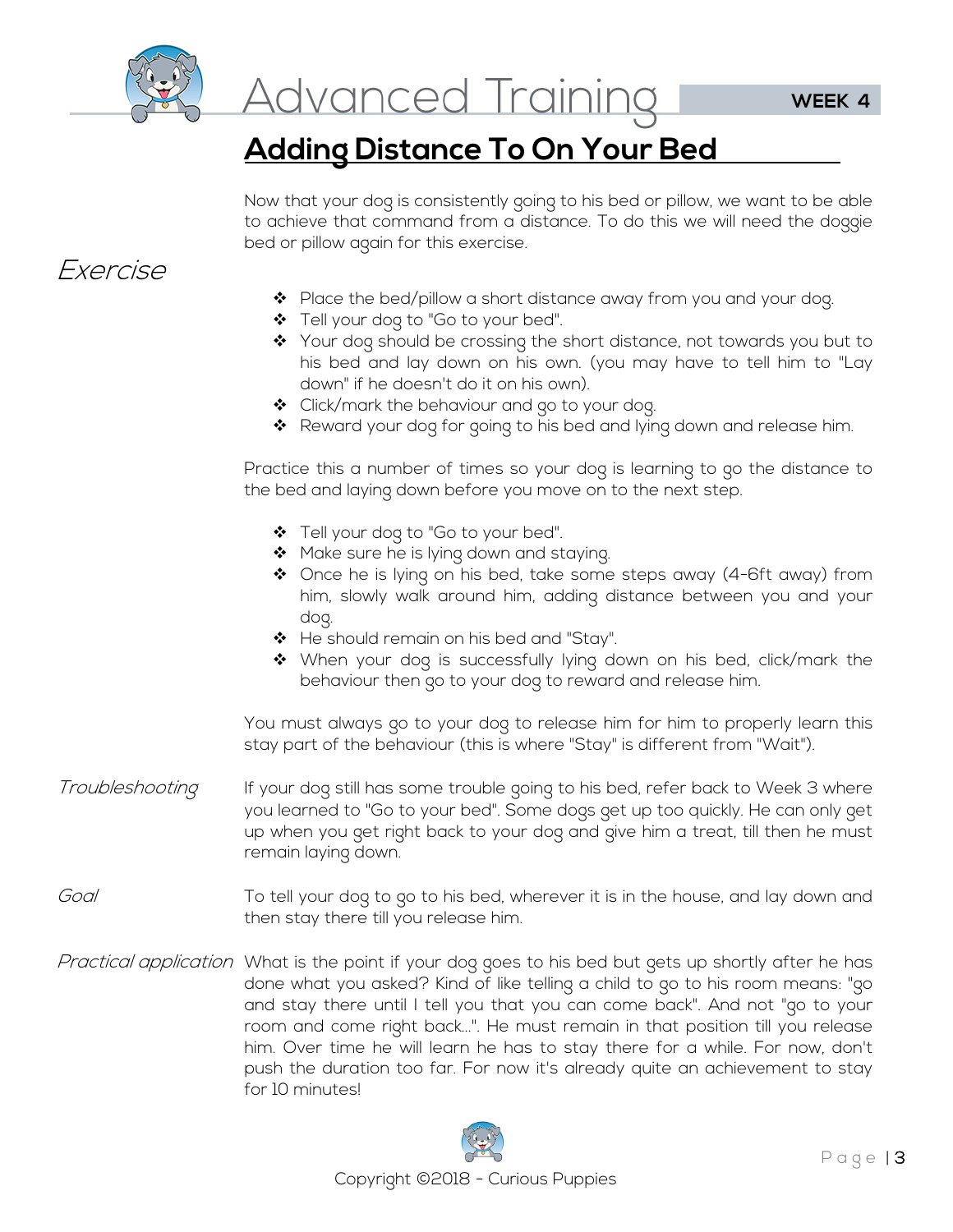# Advanced Training

WEEK 4

## Adding Distance To On Your Bed

Now that your dog is consistently going to his bed or pillow, we want to be able to achieve that command from a distance. To do this we will need the doggie bed or pillow again for this exercise.

### *Exercise*

- Place the bed/pillow a short distance away from you and your dog.
- Tell your dog to "Go to your bed".
- Your dog should be crossing the short distance, not towards you but to his bed and lay down on his own. (you may have to tell him to "Lay down" if he doesn't do it on his own).
- Click/mark the behaviour and go to your dog.
- Reward your dog for going to his bed and lying down and release him.

Practice this a number of times so your dog is learning to go the distance to the bed and laying down before you move on to the next step.

- Tell your dog to "Go to your bed".
- Make sure he is lying down and staying.
- Once he is lying on his bed, take some steps away (4-6ft away) from him, slowly walk around him, adding distance between you and your dog.
- He should remain on his bed and "Stay".
- When your dog is successfully lying down on his bed, click/mark the behaviour then go to your dog to reward and release him.

You must always go to your dog to release him for him to properly learn this stay part of the behaviour (this is where "Stay" is different from "Wait").

*Troubleshooting*

If your dog still has some trouble going to his bed, refer back to Week 3 where you learned to "Go to your bed". Some dogs get up too quickly. He can only get up when you get right back to your dog and give him a treat, till then he must remain laying down.

*Goal*

To tell your dog to go to his bed, wherever it is in the house, and lay down and then stay there till you release him.

*Practical application*

What is the point if your dog goes to his bed but gets up shortly after he has done what you asked? Kind of like telling a child to go to his room means: "go and stay there until I tell you that you can come back". And not "go to your room and come right back...". He must remain in that position till you release him. Over time he will learn he has to stay there for a while. For now, don't push the duration too far. For now it's already quite an achievement to stay for 10 minutes!

Copyright ©2018 - Curious Puppies